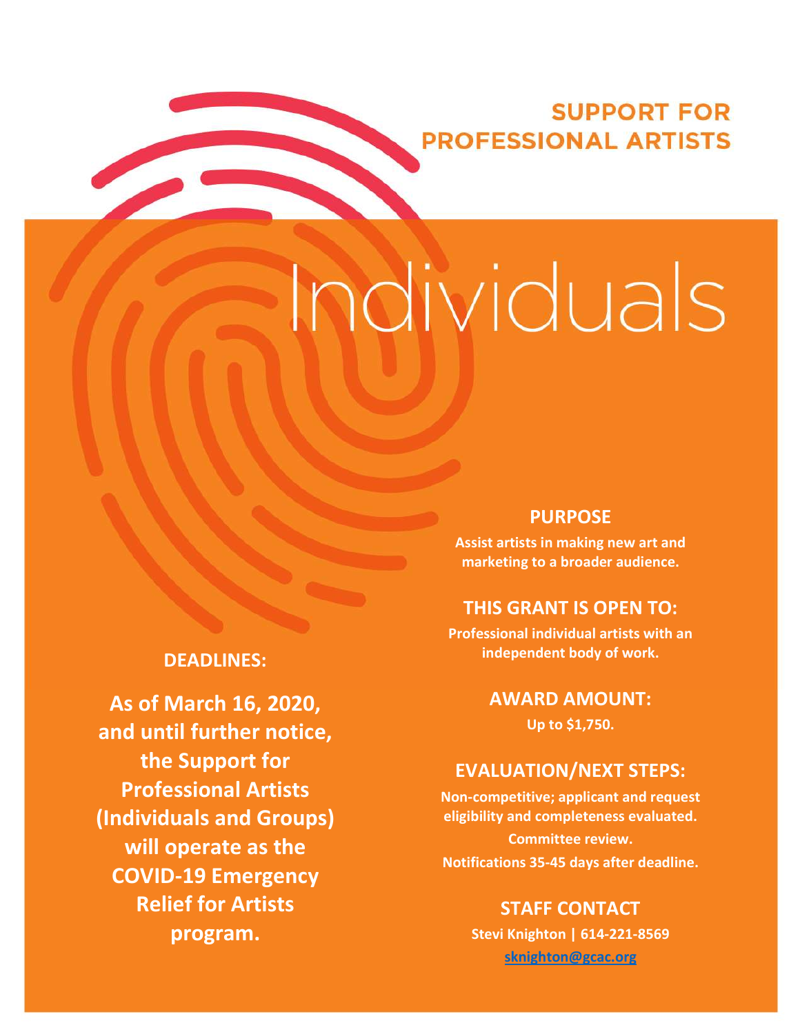# SUPPORT FOR PROFESSIONAL ARTISTS

# Individuals

## PURPOSE

**Assist artists in making new art and marketing to a broader audience.**

## THIS GRANT IS OPEN TO:

**Professional individual artists with an independent body of work.**

## AWARD AMOUNT:

**Up to $1,750.**

## EVALUATION/NEXT STEPS:

**Non-competitive; applicant and request eligibility and completeness evaluated.**

**Committee review.**

**Notifications 35-45 days after deadline.**

## STAFF CONTACT

**Stevi Knighton | 614-221-8569**

**sknighton@gcac.org**

## DEADLINES:

**As of March 16, 2020, and until further notice, the Support for Professional Artists (Individuals and Groups) will operate as the COVID-19 Emergency Relief for Artists program.**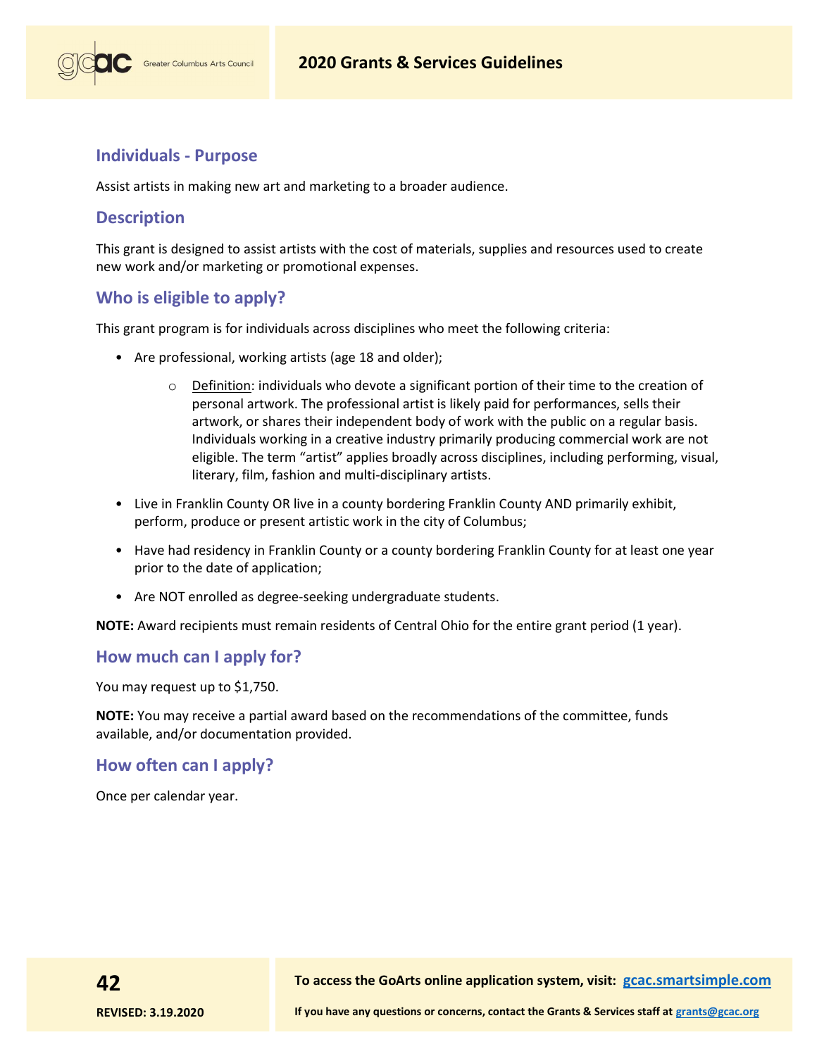## Individuals - Purpose

Assist artists in making new art and marketing to a broader audience.

## Description

This grant is designed to assist artists with the cost of materials, supplies and resources used to create new work and/or marketing or promotional expenses.

## Who is eligible to apply?

This grant program is for individuals across disciplines who meet the following criteria:

- Are professional, working artists (age 18 and older);
    - Definition: individuals who devote a significant portion of their time to the creation of personal artwork. The professional artist is likely paid for performances, sells their artwork, or shares their independent body of work with the public on a regular basis. Individuals working in a creative industry primarily producing commercial work are not eligible. The term "artist" applies broadly across disciplines, including performing, visual, literary, film, fashion and multi-disciplinary artists.
- Live in Franklin County OR live in a county bordering Franklin County AND primarily exhibit, perform, produce or present artistic work in the city of Columbus;
- Have had residency in Franklin County or a county bordering Franklin County for at least one year prior to the date of application;
- Are NOT enrolled as degree-seeking undergraduate students.

**NOTE:** Award recipients must remain residents of Central Ohio for the entire grant period (1 year).

## How much can I apply for?

You may request up to $1,750.

**NOTE:** You may receive a partial award based on the recommendations of the committee, funds available, and/or documentation provided.

## How often can I apply?

Once per calendar year.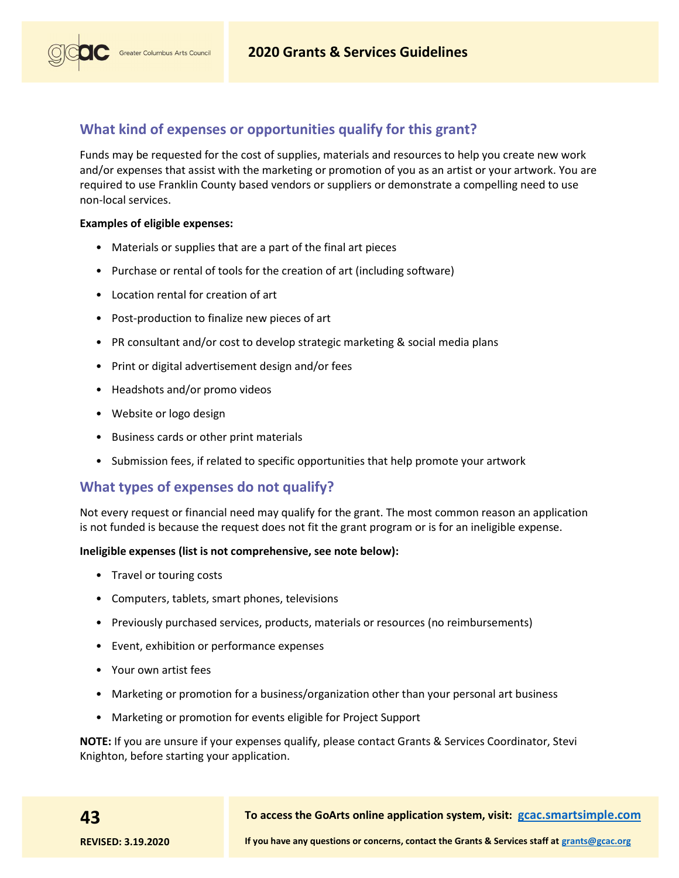## What kind of expenses or opportunities qualify for this grant?

Funds may be requested for the cost of supplies, materials and resources to help you create new work and/or expenses that assist with the marketing or promotion of you as an artist or your artwork. You are required to use Franklin County based vendors or suppliers or demonstrate a compelling need to use non-local services.

**Examples of eligible expenses:**

- Materials or supplies that are a part of the final art pieces
- Purchase or rental of tools for the creation of art (including software)
- Location rental for creation of art
- Post-production to finalize new pieces of art
- PR consultant and/or cost to develop strategic marketing & social media plans
- Print or digital advertisement design and/or fees
- Headshots and/or promo videos
- Website or logo design
- Business cards or other print materials
- Submission fees, if related to specific opportunities that help promote your artwork

## What types of expenses do not qualify?

Not every request or financial need may qualify for the grant. The most common reason an application is not funded is because the request does not fit the grant program or is for an ineligible expense.

**Ineligible expenses (list is not comprehensive, see note below):**

- Travel or touring costs
- Computers, tablets, smart phones, televisions
- Previously purchased services, products, materials or resources (no reimbursements)
- Event, exhibition or performance expenses
- Your own artist fees
- Marketing or promotion for a business/organization other than your personal art business
- Marketing or promotion for events eligible for Project Support

**NOTE:** If you are unsure if your expenses qualify, please contact Grants & Services Coordinator, Stevi Knighton, before starting your application.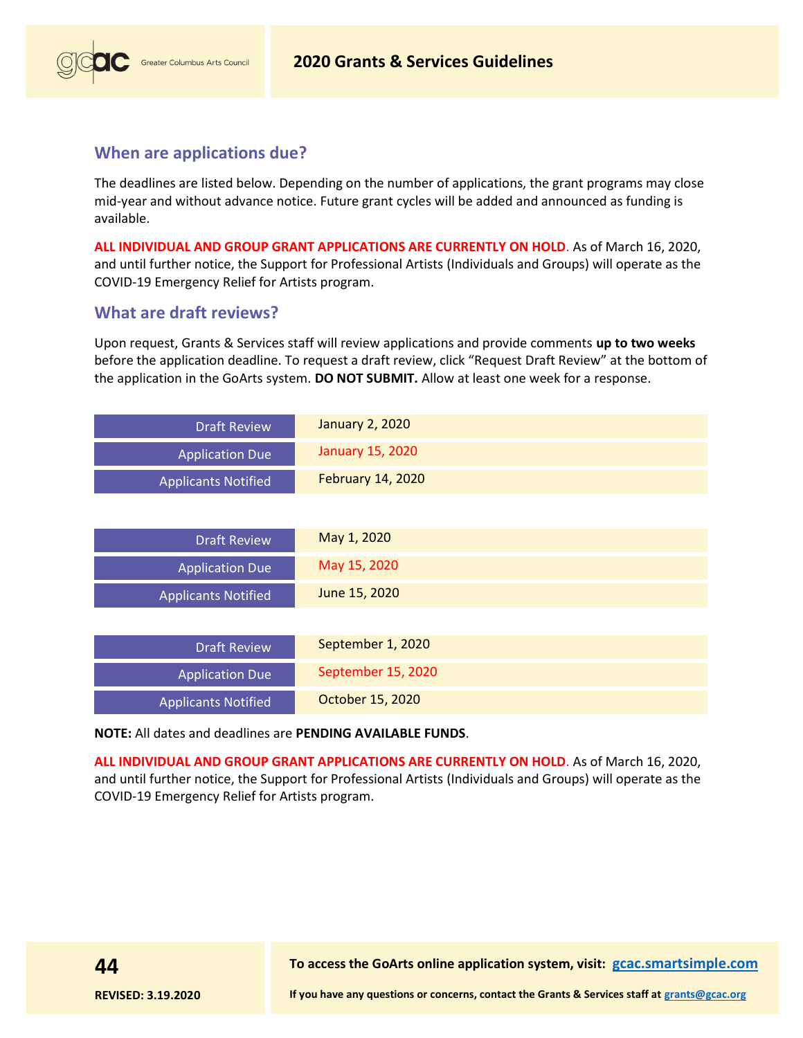## When are applications due?

The deadlines are listed below. Depending on the number of applications, the grant programs may close mid-year and without advance notice. Future grant cycles will be added and announced as funding is available.

**ALL INDIVIDUAL AND GROUP GRANT APPLICATIONS ARE CURRENTLY ON HOLD**. As of March 16, 2020, and until further notice, the Support for Professional Artists (Individuals and Groups) will operate as the COVID-19 Emergency Relief for Artists program.

## What are draft reviews?

Upon request, Grants & Services staff will review applications and provide comments **up to two weeks** before the application deadline. To request a draft review, click "Request Draft Review" at the bottom of the application in the GoArts system. **DO NOT SUBMIT.** Allow at least one week for a response.

| | |
|---|---|
| Draft Review | January 2, 2020 |
| Application Due | January 15, 2020 |
| Applicants Notified | February 14, 2020 |

| | |
|---|---|
| Draft Review | May 1, 2020 |
| Application Due | May 15, 2020 |
| Applicants Notified | June 15, 2020 |

| | |
|---|---|
| Draft Review | September 1, 2020 |
| Application Due | September 15, 2020 |
| Applicants Notified | October 15, 2020 |

**NOTE:** All dates and deadlines are **PENDING AVAILABLE FUNDS**.

**ALL INDIVIDUAL AND GROUP GRANT APPLICATIONS ARE CURRENTLY ON HOLD**. As of March 16, 2020, and until further notice, the Support for Professional Artists (Individuals and Groups) will operate as the COVID-19 Emergency Relief for Artists program.

**To access the GoArts online application system, visit: gcac.smartsimple.com**

**If you have any questions or concerns, contact the Grants & Services staff at grants@gcac.org**

**REVISED: 3.19.2020**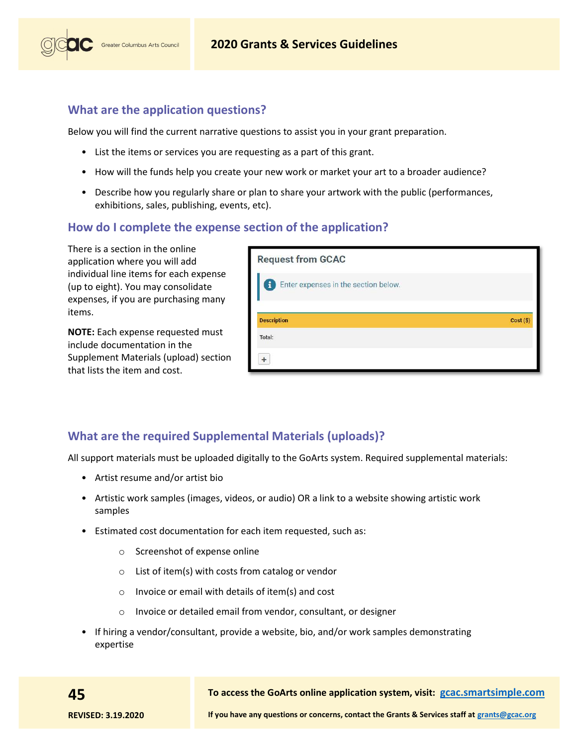## What are the application questions?

Below you will find the current narrative questions to assist you in your grant preparation.

- List the items or services you are requesting as a part of this grant.
- How will the funds help you create your new work or market your art to a broader audience?
- Describe how you regularly share or plan to share your artwork with the public (performances, exhibitions, sales, publishing, events, etc).

## How do I complete the expense section of the application?

There is a section in the online application where you will add individual line items for each expense (up to eight). You may consolidate expenses, if you are purchasing many items.

**NOTE:** Each expense requested must include documentation in the Supplement Materials (upload) section that lists the item and cost.

**Request from GCAC**

Enter expenses in the section below.

| Description | Cost ($) |
| --- | --- |
| Total: | |

## What are the required Supplemental Materials (uploads)?

All support materials must be uploaded digitally to the GoArts system. Required supplemental materials:

- Artist resume and/or artist bio
- Artistic work samples (images, videos, or audio) OR a link to a website showing artistic work samples
- Estimated cost documentation for each item requested, such as:
  - Screenshot of expense online
  - List of item(s) with costs from catalog or vendor
  - Invoice or email with details of item(s) and cost
  - Invoice or detailed email from vendor, consultant, or designer
- If hiring a vendor/consultant, provide a website, bio, and/or work samples demonstrating expertise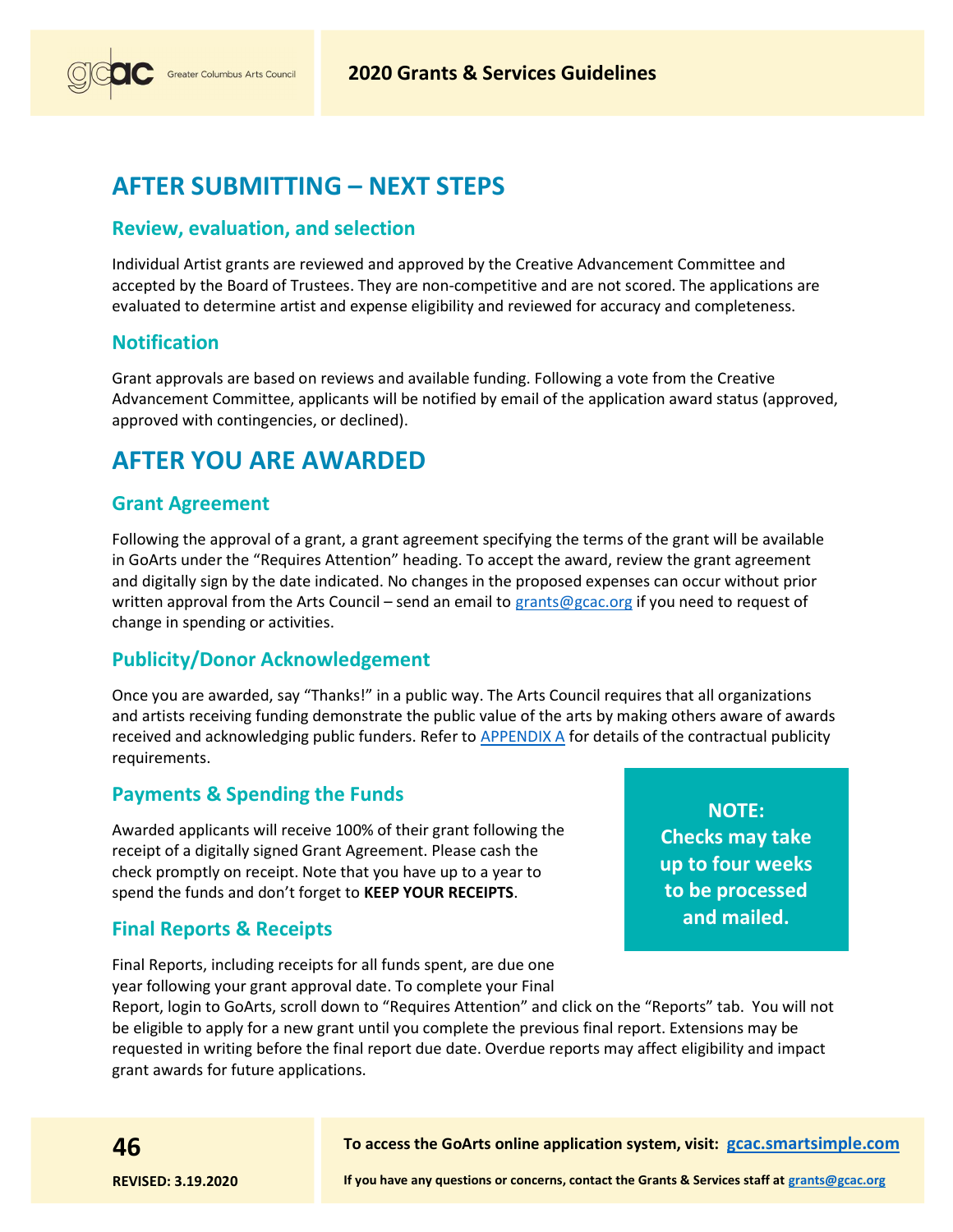# AFTER SUBMITTING – NEXT STEPS

## Review, evaluation, and selection

Individual Artist grants are reviewed and approved by the Creative Advancement Committee and accepted by the Board of Trustees. They are non-competitive and are not scored. The applications are evaluated to determine artist and expense eligibility and reviewed for accuracy and completeness.

## Notification

Grant approvals are based on reviews and available funding. Following a vote from the Creative Advancement Committee, applicants will be notified by email of the application award status (approved, approved with contingencies, or declined).

# AFTER YOU ARE AWARDED

## Grant Agreement

Following the approval of a grant, a grant agreement specifying the terms of the grant will be available in GoArts under the "Requires Attention" heading. To accept the award, review the grant agreement and digitally sign by the date indicated. No changes in the proposed expenses can occur without prior written approval from the Arts Council – send an email to grants@gcac.org if you need to request of change in spending or activities.

## Publicity/Donor Acknowledgement

Once you are awarded, say "Thanks!" in a public way. The Arts Council requires that all organizations and artists receiving funding demonstrate the public value of the arts by making others aware of awards received and acknowledging public funders. Refer to APPENDIX A for details of the contractual publicity requirements.

## Payments & Spending the Funds

Awarded applicants will receive 100% of their grant following the receipt of a digitally signed Grant Agreement. Please cash the check promptly on receipt. Note that you have up to a year to spend the funds and don't forget to **KEEP YOUR RECEIPTS**.

**NOTE: Checks may take up to four weeks to be processed and mailed.**

## Final Reports & Receipts

Final Reports, including receipts for all funds spent, are due one year following your grant approval date. To complete your Final Report, login to GoArts, scroll down to "Requires Attention" and click on the "Reports" tab. You will not be eligible to apply for a new grant until you complete the previous final report. Extensions may be requested in writing before the final report due date. Overdue reports may affect eligibility and impact grant awards for future applications.